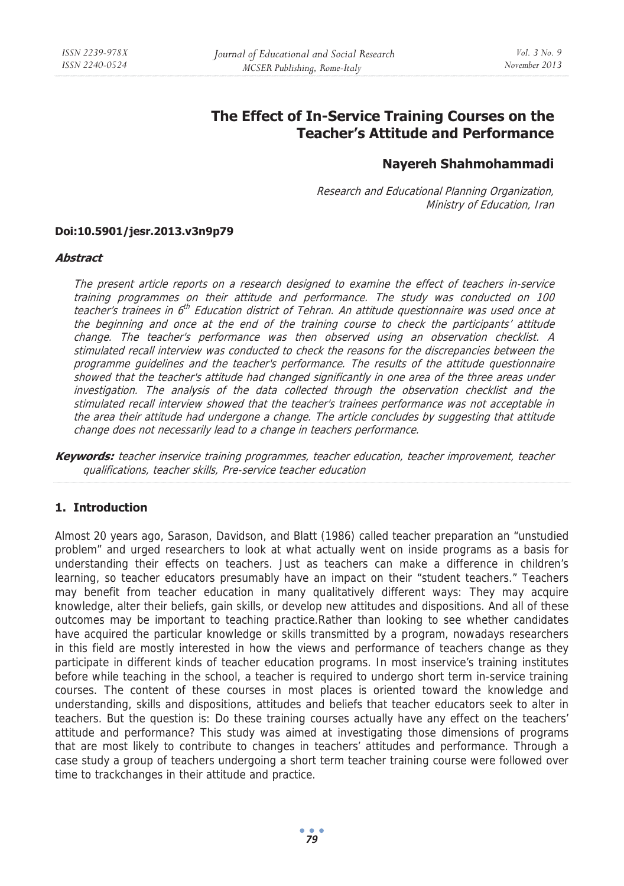# The Effect of In-Service Training Courses on the Teacher's Attitude and Performance

## Nayereh Shahmohammadi

*Research and Educational Planning Organization, Ministry of Education, Iran*

**Doi:10.5901/jesr.2013.v3n9p79**

***Abstract***

*The present article reports on a research designed to examine the effect of teachers in-service training programmes on their attitude and performance. The study was conducted on 100 teacher's trainees in 6th Education district of Tehran. An attitude questionnaire was used once at the beginning and once at the end of the training course to check the participants' attitude change. The teacher's performance was then observed using an observation checklist. A stimulated recall interview was conducted to check the reasons for the discrepancies between the programme guidelines and the teacher's performance. The results of the attitude questionnaire showed that the teacher's attitude had changed significantly in one area of the three areas under investigation. The analysis of the data collected through the observation checklist and the stimulated recall interview showed that the teacher's trainees performance was not acceptable in the area their attitude had undergone a change. The article concludes by suggesting that attitude change does not necessarily lead to a change in teachers performance.*

***Keywords:*** *teacher inservice training programmes, teacher education, teacher improvement, teacher qualifications, teacher skills, Pre-service teacher education*

## 1. Introduction

Almost 20 years ago, Sarason, Davidson, and Blatt (1986) called teacher preparation an "unstudied problem" and urged researchers to look at what actually went on inside programs as a basis for understanding their effects on teachers. Just as teachers can make a difference in children's learning, so teacher educators presumably have an impact on their "student teachers." Teachers may benefit from teacher education in many qualitatively different ways: They may acquire knowledge, alter their beliefs, gain skills, or develop new attitudes and dispositions. And all of these outcomes may be important to teaching practice.Rather than looking to see whether candidates have acquired the particular knowledge or skills transmitted by a program, nowadays researchers in this field are mostly interested in how the views and performance of teachers change as they participate in different kinds of teacher education programs. In most inservice's training institutes before while teaching in the school, a teacher is required to undergo short term in-service training courses. The content of these courses in most places is oriented toward the knowledge and understanding, skills and dispositions, attitudes and beliefs that teacher educators seek to alter in teachers. But the question is: Do these training courses actually have any effect on the teachers' attitude and performance? This study was aimed at investigating those dimensions of programs that are most likely to contribute to changes in teachers' attitudes and performance. Through a case study a group of teachers undergoing a short term teacher training course were followed over time to trackchanges in their attitude and practice.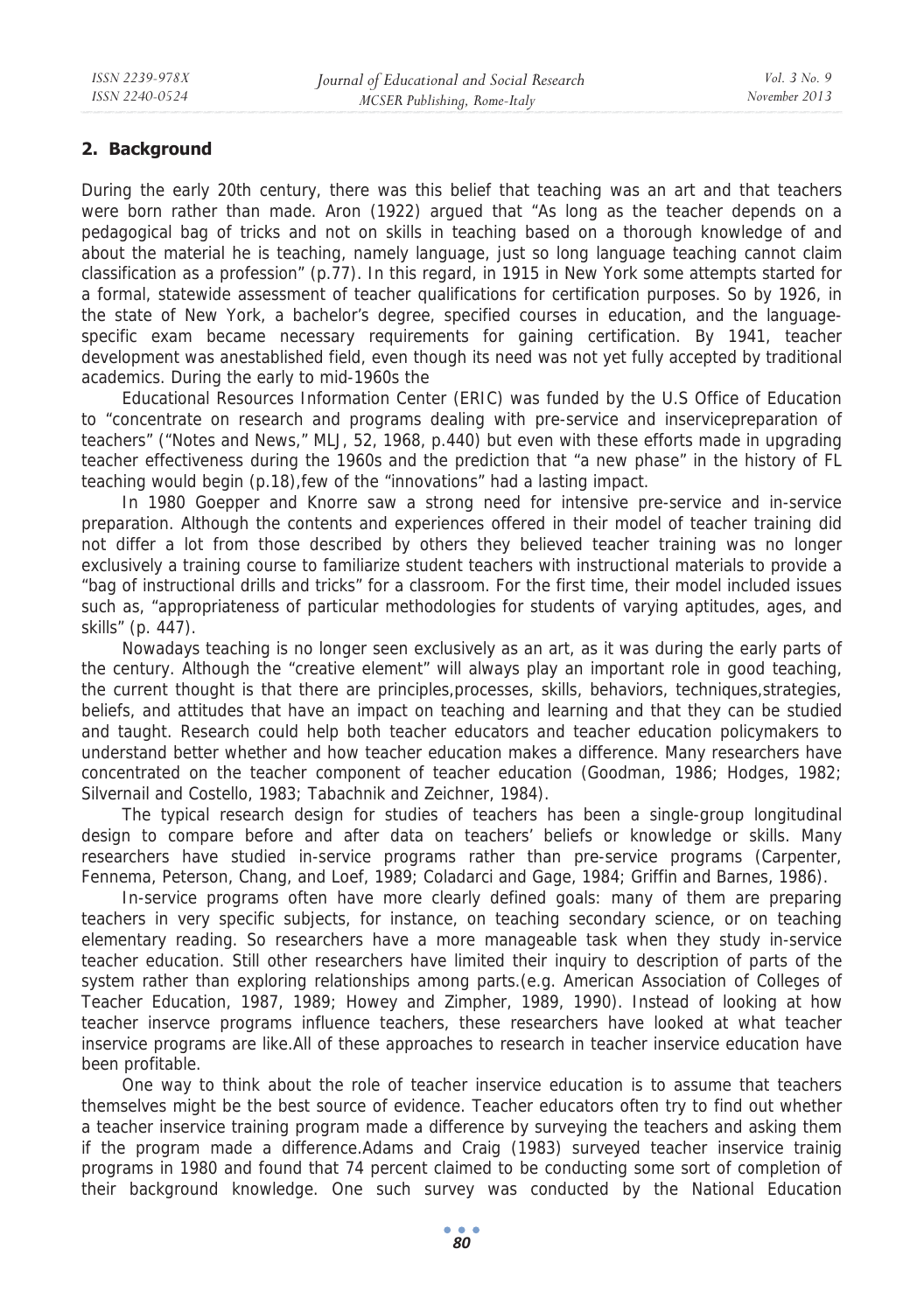## 2. Background

During the early 20th century, there was this belief that teaching was an art and that teachers were born rather than made. Aron (1922) argued that "As long as the teacher depends on a pedagogical bag of tricks and not on skills in teaching based on a thorough knowledge of and about the material he is teaching, namely language, just so long language teaching cannot claim classification as a profession" (p.77). In this regard, in 1915 in New York some attempts started for a formal, statewide assessment of teacher qualifications for certification purposes. So by 1926, in the state of New York, a bachelor's degree, specified courses in education, and the language-specific exam became necessary requirements for gaining certification. By 1941, teacher development was anestablished field, even though its need was not yet fully accepted by traditional academics. During the early to mid-1960s the

Educational Resources Information Center (ERIC) was funded by the U.S Office of Education to "concentrate on research and programs dealing with pre-service and inservicepreparation of teachers" ("Notes and News," MLJ, 52, 1968, p.440) but even with these efforts made in upgrading teacher effectiveness during the 1960s and the prediction that "a new phase" in the history of FL teaching would begin (p.18),few of the "innovations" had a lasting impact.

In 1980 Goepper and Knorre saw a strong need for intensive pre-service and in-service preparation. Although the contents and experiences offered in their model of teacher training did not differ a lot from those described by others they believed teacher training was no longer exclusively a training course to familiarize student teachers with instructional materials to provide a "bag of instructional drills and tricks" for a classroom. For the first time, their model included issues such as, "appropriateness of particular methodologies for students of varying aptitudes, ages, and skills" (p. 447).

Nowadays teaching is no longer seen exclusively as an art, as it was during the early parts of the century. Although the "creative element" will always play an important role in good teaching, the current thought is that there are principles,processes, skills, behaviors, techniques,strategies, beliefs, and attitudes that have an impact on teaching and learning and that they can be studied and taught. Research could help both teacher educators and teacher education policymakers to understand better whether and how teacher education makes a difference. Many researchers have concentrated on the teacher component of teacher education (Goodman, 1986; Hodges, 1982; Silvernail and Costello, 1983; Tabachnik and Zeichner, 1984).

The typical research design for studies of teachers has been a single-group longitudinal design to compare before and after data on teachers' beliefs or knowledge or skills. Many researchers have studied in-service programs rather than pre-service programs (Carpenter, Fennema, Peterson, Chang, and Loef, 1989; Coladarci and Gage, 1984; Griffin and Barnes, 1986).

In-service programs often have more clearly defined goals: many of them are preparing teachers in very specific subjects, for instance, on teaching secondary science, or on teaching elementary reading. So researchers have a more manageable task when they study in-service teacher education. Still other researchers have limited their inquiry to description of parts of the system rather than exploring relationships among parts.(e.g. American Association of Colleges of Teacher Education, 1987, 1989; Howey and Zimpher, 1989, 1990). Instead of looking at how teacher inservce programs influence teachers, these researchers have looked at what teacher inservice programs are like.All of these approaches to research in teacher inservice education have been profitable.

One way to think about the role of teacher inservice education is to assume that teachers themselves might be the best source of evidence. Teacher educators often try to find out whether a teacher inservice training program made a difference by surveying the teachers and asking them if the program made a difference.Adams and Craig (1983) surveyed teacher inservice trainig programs in 1980 and found that 74 percent claimed to be conducting some sort of completion of their background knowledge. One such survey was conducted by the National Education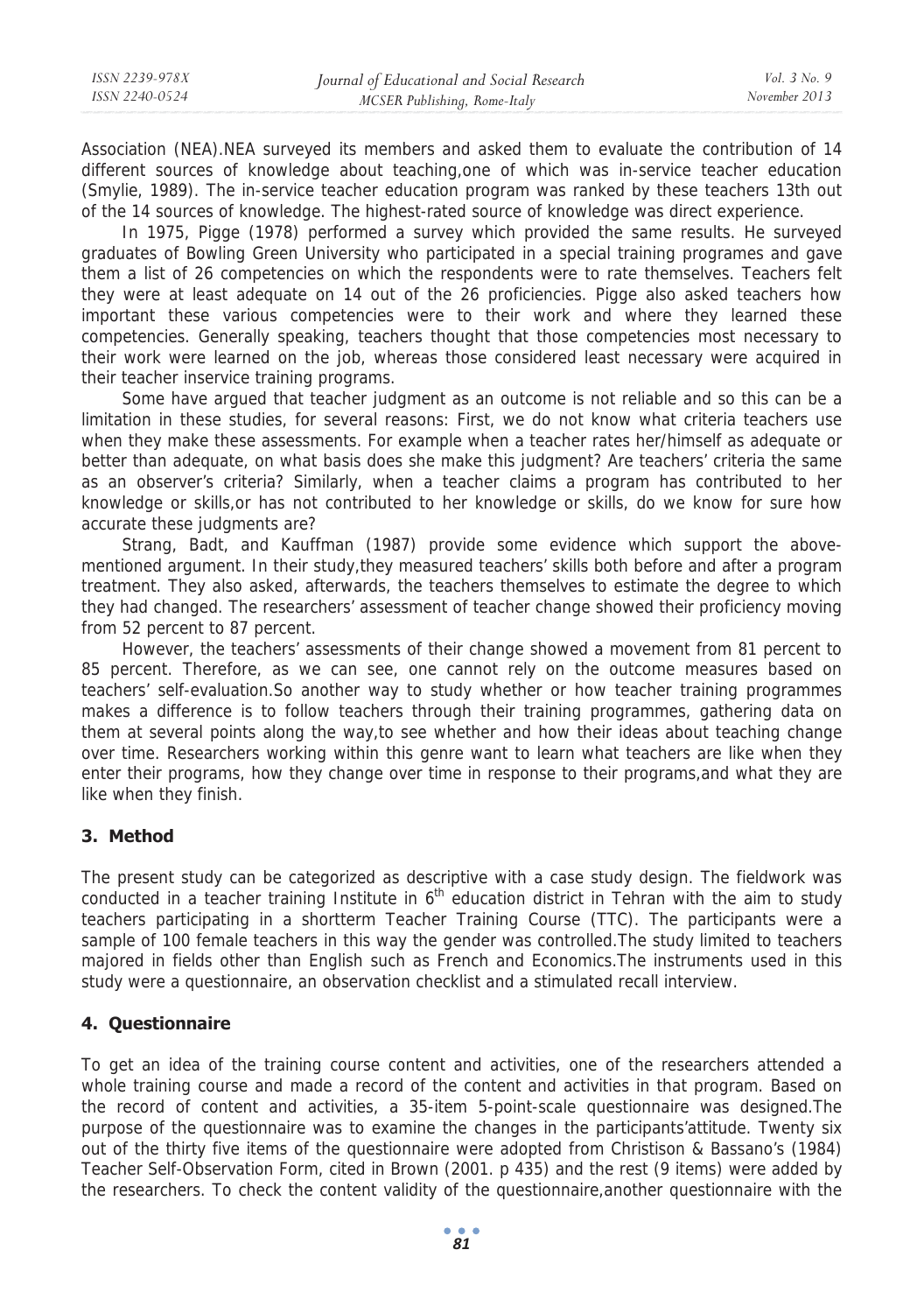Association (NEA).NEA surveyed its members and asked them to evaluate the contribution of 14 different sources of knowledge about teaching,one of which was in-service teacher education (Smylie, 1989). The in-service teacher education program was ranked by these teachers 13th out of the 14 sources of knowledge. The highest-rated source of knowledge was direct experience.

In 1975, Pigge (1978) performed a survey which provided the same results. He surveyed graduates of Bowling Green University who participated in a special training programes and gave them a list of 26 competencies on which the respondents were to rate themselves. Teachers felt they were at least adequate on 14 out of the 26 proficiencies. Pigge also asked teachers how important these various competencies were to their work and where they learned these competencies. Generally speaking, teachers thought that those competencies most necessary to their work were learned on the job, whereas those considered least necessary were acquired in their teacher inservice training programs.

Some have argued that teacher judgment as an outcome is not reliable and so this can be a limitation in these studies, for several reasons: First, we do not know what criteria teachers use when they make these assessments. For example when a teacher rates her/himself as adequate or better than adequate, on what basis does she make this judgment? Are teachers' criteria the same as an observer's criteria? Similarly, when a teacher claims a program has contributed to her knowledge or skills,or has not contributed to her knowledge or skills, do we know for sure how accurate these judgments are?

Strang, Badt, and Kauffman (1987) provide some evidence which support the above-mentioned argument. In their study,they measured teachers' skills both before and after a program treatment. They also asked, afterwards, the teachers themselves to estimate the degree to which they had changed. The researchers' assessment of teacher change showed their proficiency moving from 52 percent to 87 percent.

However, the teachers' assessments of their change showed a movement from 81 percent to 85 percent. Therefore, as we can see, one cannot rely on the outcome measures based on teachers' self-evaluation.So another way to study whether or how teacher training programmes makes a difference is to follow teachers through their training programmes, gathering data on them at several points along the way,to see whether and how their ideas about teaching change over time. Researchers working within this genre want to learn what teachers are like when they enter their programs, how they change over time in response to their programs,and what they are like when they finish.

## 3. Method

The present study can be categorized as descriptive with a case study design. The fieldwork was conducted in a teacher training Institute in 6th education district in Tehran with the aim to study teachers participating in a shortterm Teacher Training Course (TTC). The participants were a sample of 100 female teachers in this way the gender was controlled.The study limited to teachers majored in fields other than English such as French and Economics.The instruments used in this study were a questionnaire, an observation checklist and a stimulated recall interview.

## 4. Questionnaire

To get an idea of the training course content and activities, one of the researchers attended a whole training course and made a record of the content and activities in that program. Based on the record of content and activities, a 35-item 5-point-scale questionnaire was designed.The purpose of the questionnaire was to examine the changes in the participants'attitude. Twenty six out of the thirty five items of the questionnaire were adopted from Christison & Bassano's (1984) Teacher Self-Observation Form, cited in Brown (2001. p 435) and the rest (9 items) were added by the researchers. To check the content validity of the questionnaire,another questionnaire with the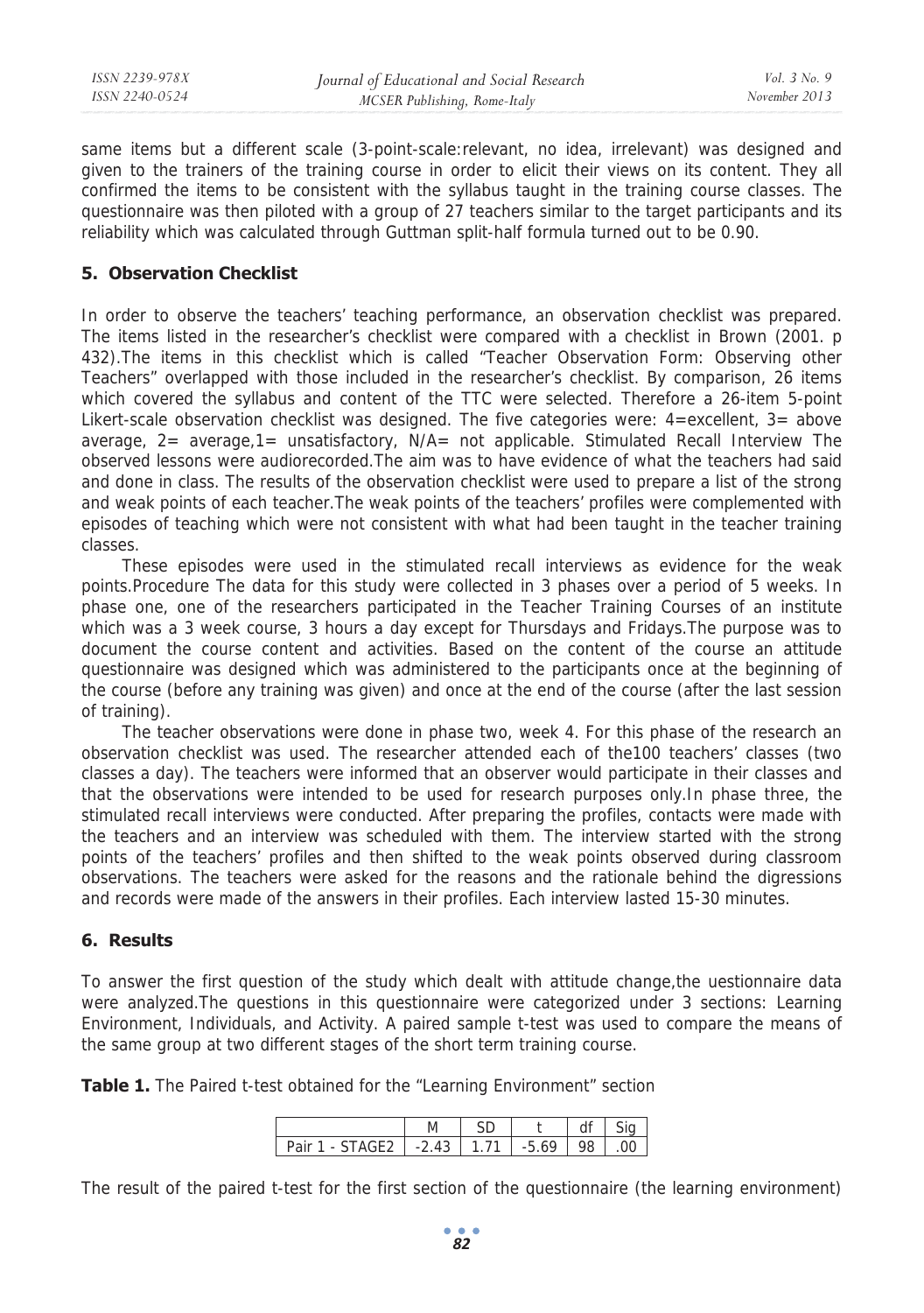same items but a different scale (3-point-scale:relevant, no idea, irrelevant) was designed and given to the trainers of the training course in order to elicit their views on its content. They all confirmed the items to be consistent with the syllabus taught in the training course classes. The questionnaire was then piloted with a group of 27 teachers similar to the target participants and its reliability which was calculated through Guttman split-half formula turned out to be 0.90.

## 5. Observation Checklist

In order to observe the teachers' teaching performance, an observation checklist was prepared. The items listed in the researcher's checklist were compared with a checklist in Brown (2001. p 432).The items in this checklist which is called "Teacher Observation Form: Observing other Teachers" overlapped with those included in the researcher's checklist. By comparison, 26 items which covered the syllabus and content of the TTC were selected. Therefore a 26-item 5-point Likert-scale observation checklist was designed. The five categories were: 4=excellent, 3= above average, 2= average,1= unsatisfactory, N/A= not applicable. Stimulated Recall Interview The observed lessons were audiorecorded.The aim was to have evidence of what the teachers had said and done in class. The results of the observation checklist were used to prepare a list of the strong and weak points of each teacher.The weak points of the teachers' profiles were complemented with episodes of teaching which were not consistent with what had been taught in the teacher training classes.

These episodes were used in the stimulated recall interviews as evidence for the weak points.Procedure The data for this study were collected in 3 phases over a period of 5 weeks. In phase one, one of the researchers participated in the Teacher Training Courses of an institute which was a 3 week course, 3 hours a day except for Thursdays and Fridays.The purpose was to document the course content and activities. Based on the content of the course an attitude questionnaire was designed which was administered to the participants once at the beginning of the course (before any training was given) and once at the end of the course (after the last session of training).

The teacher observations were done in phase two, week 4. For this phase of the research an observation checklist was used. The researcher attended each of the100 teachers' classes (two classes a day). The teachers were informed that an observer would participate in their classes and that the observations were intended to be used for research purposes only.In phase three, the stimulated recall interviews were conducted. After preparing the profiles, contacts were made with the teachers and an interview was scheduled with them. The interview started with the strong points of the teachers' profiles and then shifted to the weak points observed during classroom observations. The teachers were asked for the reasons and the rationale behind the digressions and records were made of the answers in their profiles. Each interview lasted 15-30 minutes.

## 6. Results

To answer the first question of the study which dealt with attitude change,the uestionnaire data were analyzed.The questions in this questionnaire were categorized under 3 sections: Learning Environment, Individuals, and Activity. A paired sample t-test was used to compare the means of the same group at two different stages of the short term training course.

**Table 1.** The Paired t-test obtained for the "Learning Environment" section

| | M | SD | t | df | Sig |
|---|---|---|---|---|---|
| Pair 1 - STAGE2 | -2.43 | 1.71 | -5.69 | 98 | .00 |

The result of the paired t-test for the first section of the questionnaire (the learning environment)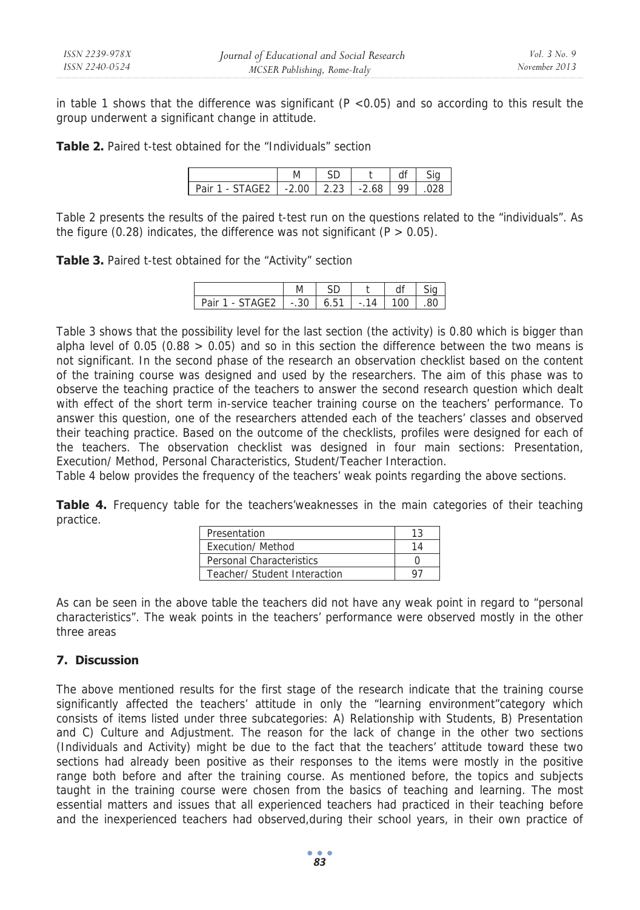in table 1 shows that the difference was significant ($P < 0.05$) and so according to this result the group underwent a significant change in attitude.

**Table 2.** Paired t-test obtained for the "Individuals" section

| | M | SD | t | df | Sig |
|---|---|---|---|---|---|
| Pair 1 - STAGE2 | -2.00 | 2.23 | -2.68 | 99 | .028 |

Table 2 presents the results of the paired t-test run on the questions related to the "individuals". As the figure (0.28) indicates, the difference was not significant ($P > 0.05$).

**Table 3.** Paired t-test obtained for the "Activity" section

| | M | SD | t | df | Sig |
|---|---|---|---|---|---|
| Pair 1 - STAGE2 | -.30 | 6.51 | -.14 | 100 | .80 |

Table 3 shows that the possibility level for the last section (the activity) is 0.80 which is bigger than alpha level of 0.05 ($0.88 > 0.05$) and so in this section the difference between the two means is not significant. In the second phase of the research an observation checklist based on the content of the training course was designed and used by the researchers. The aim of this phase was to observe the teaching practice of the teachers to answer the second research question which dealt with effect of the short term in-service teacher training course on the teachers' performance. To answer this question, one of the researchers attended each of the teachers' classes and observed their teaching practice. Based on the outcome of the checklists, profiles were designed for each of the teachers. The observation checklist was designed in four main sections: Presentation, Execution/ Method, Personal Characteristics, Student/Teacher Interaction.

Table 4 below provides the frequency of the teachers' weak points regarding the above sections.

**Table 4.** Frequency table for the teachers'weaknesses in the main categories of their teaching practice.

| | |
|---|---|
| Presentation | 13 |
| Execution/ Method | 14 |
| Personal Characteristics | 0 |
| Teacher/ Student Interaction | 97 |

As can be seen in the above table the teachers did not have any weak point in regard to "personal characteristics". The weak points in the teachers' performance were observed mostly in the other three areas

## 7. Discussion

The above mentioned results for the first stage of the research indicate that the training course significantly affected the teachers' attitude in only the "learning environment"category which consists of items listed under three subcategories: A) Relationship with Students, B) Presentation and C) Culture and Adjustment. The reason for the lack of change in the other two sections (Individuals and Activity) might be due to the fact that the teachers' attitude toward these two sections had already been positive as their responses to the items were mostly in the positive range both before and after the training course. As mentioned before, the topics and subjects taught in the training course were chosen from the basics of teaching and learning. The most essential matters and issues that all experienced teachers had practiced in their teaching before and the inexperienced teachers had observed,during their school years, in their own practice of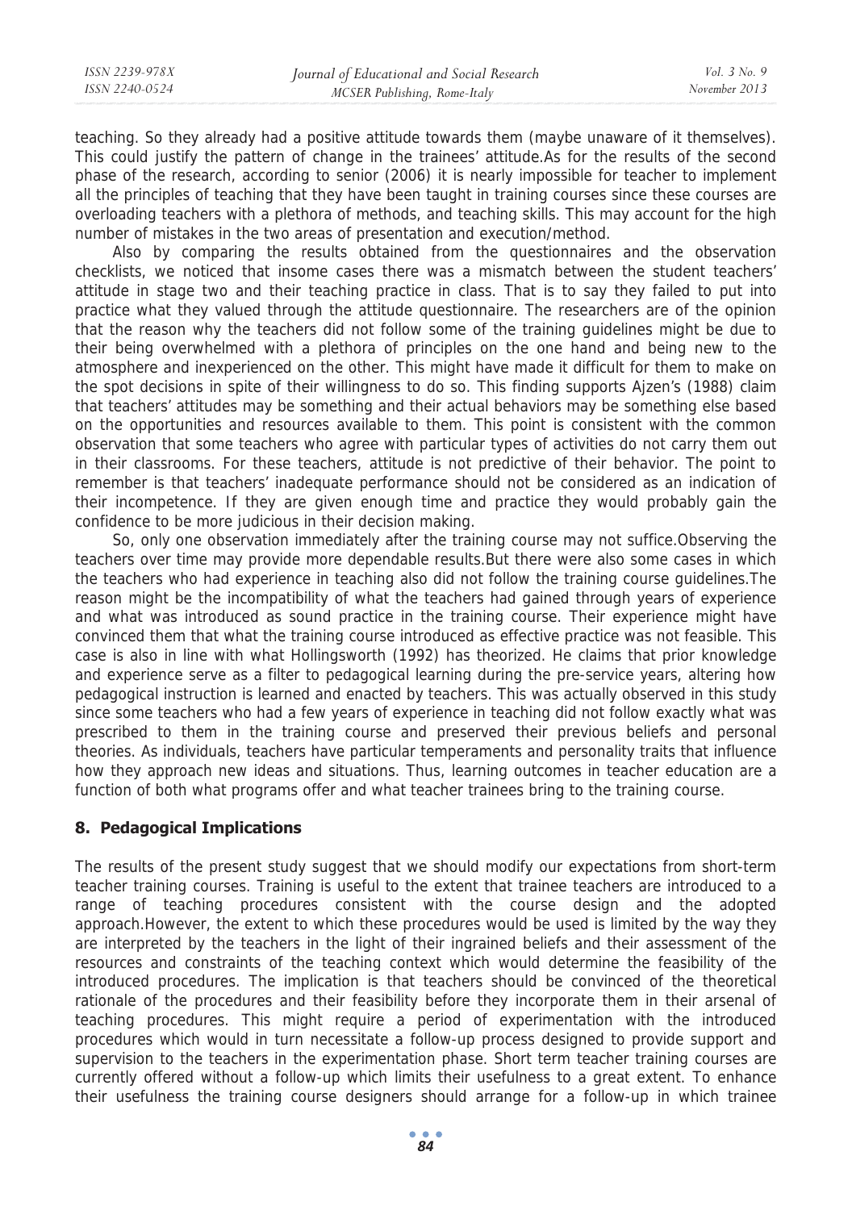teaching. So they already had a positive attitude towards them (maybe unaware of it themselves). This could justify the pattern of change in the trainees' attitude.As for the results of the second phase of the research, according to senior (2006) it is nearly impossible for teacher to implement all the principles of teaching that they have been taught in training courses since these courses are overloading teachers with a plethora of methods, and teaching skills. This may account for the high number of mistakes in the two areas of presentation and execution/method.

Also by comparing the results obtained from the questionnaires and the observation checklists, we noticed that insome cases there was a mismatch between the student teachers' attitude in stage two and their teaching practice in class. That is to say they failed to put into practice what they valued through the attitude questionnaire. The researchers are of the opinion that the reason why the teachers did not follow some of the training guidelines might be due to their being overwhelmed with a plethora of principles on the one hand and being new to the atmosphere and inexperienced on the other. This might have made it difficult for them to make on the spot decisions in spite of their willingness to do so. This finding supports Ajzen's (1988) claim that teachers' attitudes may be something and their actual behaviors may be something else based on the opportunities and resources available to them. This point is consistent with the common observation that some teachers who agree with particular types of activities do not carry them out in their classrooms. For these teachers, attitude is not predictive of their behavior. The point to remember is that teachers' inadequate performance should not be considered as an indication of their incompetence. If they are given enough time and practice they would probably gain the confidence to be more judicious in their decision making.

So, only one observation immediately after the training course may not suffice.Observing the teachers over time may provide more dependable results.But there were also some cases in which the teachers who had experience in teaching also did not follow the training course guidelines.The reason might be the incompatibility of what the teachers had gained through years of experience and what was introduced as sound practice in the training course. Their experience might have convinced them that what the training course introduced as effective practice was not feasible. This case is also in line with what Hollingsworth (1992) has theorized. He claims that prior knowledge and experience serve as a filter to pedagogical learning during the pre-service years, altering how pedagogical instruction is learned and enacted by teachers. This was actually observed in this study since some teachers who had a few years of experience in teaching did not follow exactly what was prescribed to them in the training course and preserved their previous beliefs and personal theories. As individuals, teachers have particular temperaments and personality traits that influence how they approach new ideas and situations. Thus, learning outcomes in teacher education are a function of both what programs offer and what teacher trainees bring to the training course.

## 8. Pedagogical Implications

The results of the present study suggest that we should modify our expectations from short-term teacher training courses. Training is useful to the extent that trainee teachers are introduced to a range of teaching procedures consistent with the course design and the adopted approach.However, the extent to which these procedures would be used is limited by the way they are interpreted by the teachers in the light of their ingrained beliefs and their assessment of the resources and constraints of the teaching context which would determine the feasibility of the introduced procedures. The implication is that teachers should be convinced of the theoretical rationale of the procedures and their feasibility before they incorporate them in their arsenal of teaching procedures. This might require a period of experimentation with the introduced procedures which would in turn necessitate a follow-up process designed to provide support and supervision to the teachers in the experimentation phase. Short term teacher training courses are currently offered without a follow-up which limits their usefulness to a great extent. To enhance their usefulness the training course designers should arrange for a follow-up in which trainee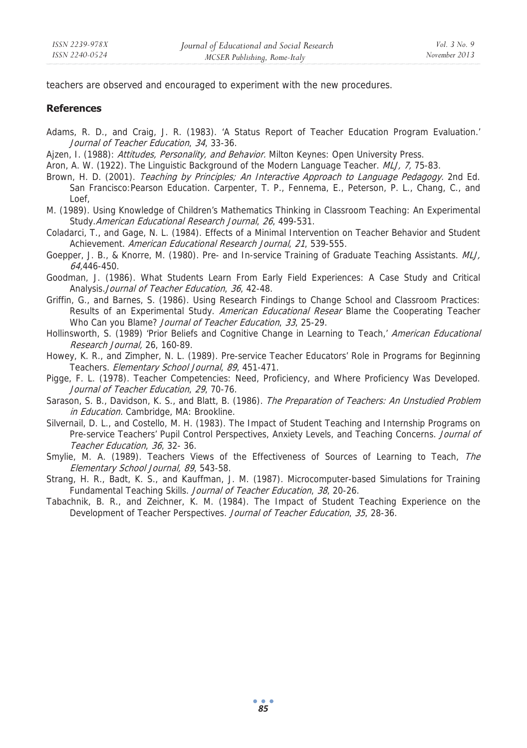teachers are observed and encouraged to experiment with the new procedures.

## References

Adams, R. D., and Craig, J. R. (1983). 'A Status Report of Teacher Education Program Evaluation.' *Journal of Teacher Education*, *34*, 33-36.

Ajzen, I. (1988): *Attitudes, Personality, and Behavior.* Milton Keynes: Open University Press.

Aron, A. W. (1922). The Linguistic Background of the Modern Language Teacher. *MLJ, 7,* 75-83.

Brown, H. D. (2001). *Teaching by Principles; An Interactive Approach to Language Pedagogy.* 2nd Ed. San Francisco:Pearson Education. Carpenter, T. P., Fennema, E., Peterson, P. L., Chang, C., and Loef,

M. (1989). Using Knowledge of Children's Mathematics Thinking in Classroom Teaching: An Experimental Study.*American Educational Research Journal*, *26*, 499-531.

Coladarci, T., and Gage, N. L. (1984). Effects of a Minimal Intervention on Teacher Behavior and Student Achievement. *American Educational Research Journal*, *21*, 539-555.

Goepper, J. B., & Knorre, M. (1980). Pre- and In-service Training of Graduate Teaching Assistants. *MLJ, 64,*446-450.

Goodman, J. (1986). What Students Learn From Early Field Experiences: A Case Study and Critical Analysis.*Journal of Teacher Education*, *36*, 42-48.

Griffin, G., and Barnes, S. (1986). Using Research Findings to Change School and Classroom Practices: Results of an Experimental Study. *American Educational Resear* Blame the Cooperating Teacher Who Can you Blame? *Journal of Teacher Education*, *33*, 25-29.

Hollinsworth, S. (1989) 'Prior Beliefs and Cognitive Change in Learning to Teach,' *American Educational Research Journal,* 26, 160-89.

Howey, K. R., and Zimpher, N. L. (1989). Pre-service Teacher Educators' Role in Programs for Beginning Teachers. *Elementary School Journal*, *89*, 451-471.

Pigge, F. L. (1978). Teacher Competencies: Need, Proficiency, and Where Proficiency Was Developed. *Journal of Teacher Education*, *29*, 70-76.

Sarason, S. B., Davidson, K. S., and Blatt, B. (1986). *The Preparation of Teachers: An Unstudied Problem in Education.* Cambridge, MA: Brookline.

Silvernail, D. L., and Costello, M. H. (1983). The Impact of Student Teaching and Internship Programs on Pre-service Teachers' Pupil Control Perspectives, Anxiety Levels, and Teaching Concerns. *Journal of Teacher Education*, *36*, 32- 36.

Smylie, M. A. (1989). Teachers Views of the Effectiveness of Sources of Learning to Teach, *The Elementary School Journal, 89*, 543-58.

Strang, H. R., Badt, K. S., and Kauffman, J. M. (1987). Microcomputer-based Simulations for Training Fundamental Teaching Skills. *Journal of Teacher Education*, *38*, 20-26.

Tabachnik, B. R., and Zeichner, K. M. (1984). The Impact of Student Teaching Experience on the Development of Teacher Perspectives. *Journal of Teacher Education*, *35*, 28-36.